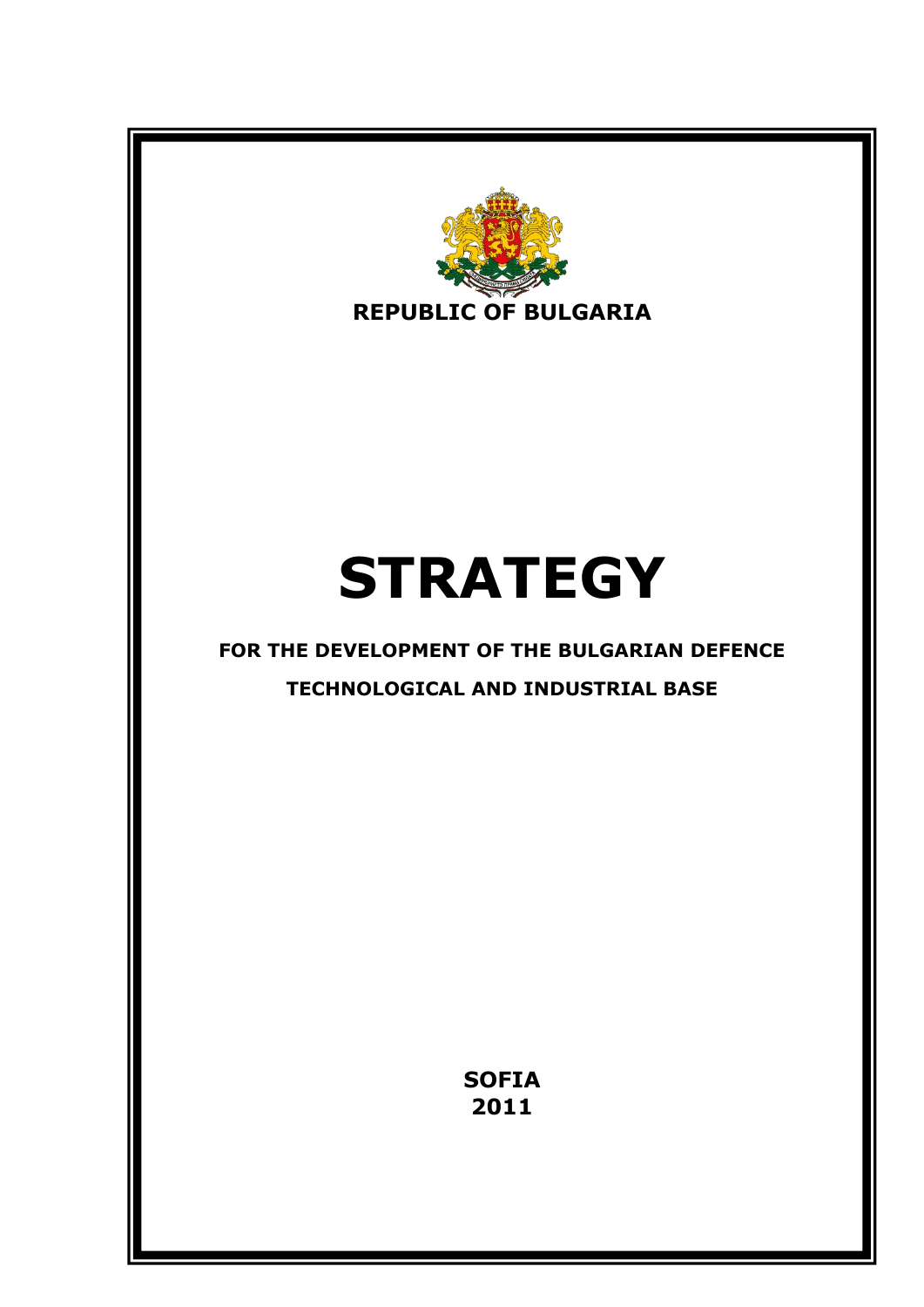REPUBLIC OF BULGARIA

# STRATEGY

**FOR THE DEVELOPMENT OF THE BULGARIAN DEFENCE TECHNOLOGICAL AND INDUSTRIAL BASE**

**SOFIA**
**2011**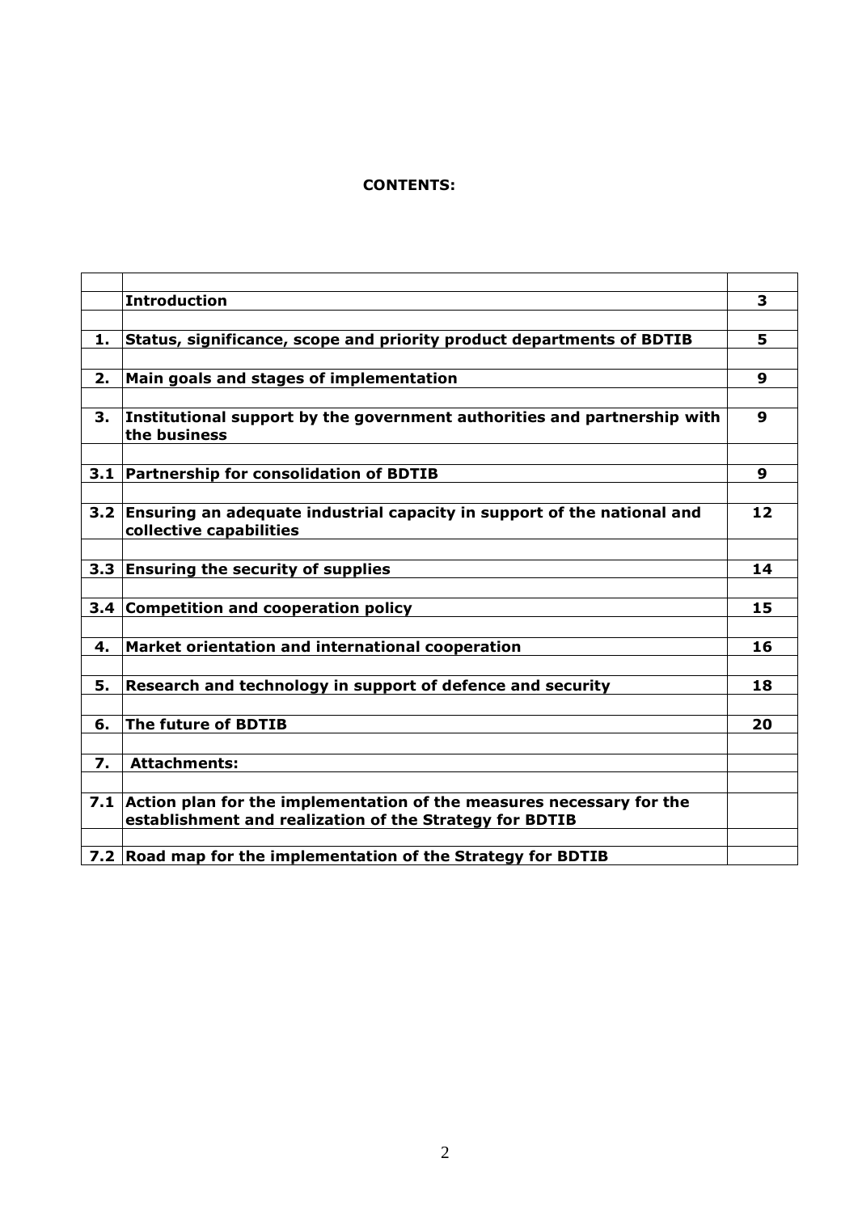**CONTENTS:**

| | | |
|---|---|---|
| | **Introduction** | **3** |
| **1.** | **Status, significance, scope and priority product departments of BDTIB** | **5** |
| **2.** | **Main goals and stages of implementation** | **9** |
| **3.** | **Institutional support by the government authorities and partnership with the business** | **9** |
| **3.1** | **Partnership for consolidation of BDTIB** | **9** |
| **3.2** | **Ensuring an adequate industrial capacity in support of the national and collective capabilities** | **12** |
| **3.3** | **Ensuring the security of supplies** | **14** |
| **3.4** | **Competition and cooperation policy** | **15** |
| **4.** | **Market orientation and international cooperation** | **16** |
| **5.** | **Research and technology in support of defence and security** | **18** |
| **6.** | **The future of BDTIB** | **20** |
| **7.** | **Attachments:** | |
| **7.1** | **Action plan for the implementation of the measures necessary for the establishment and realization of the Strategy for BDTIB** | |
| **7.2** | **Road map for the implementation of the Strategy for BDTIB** | |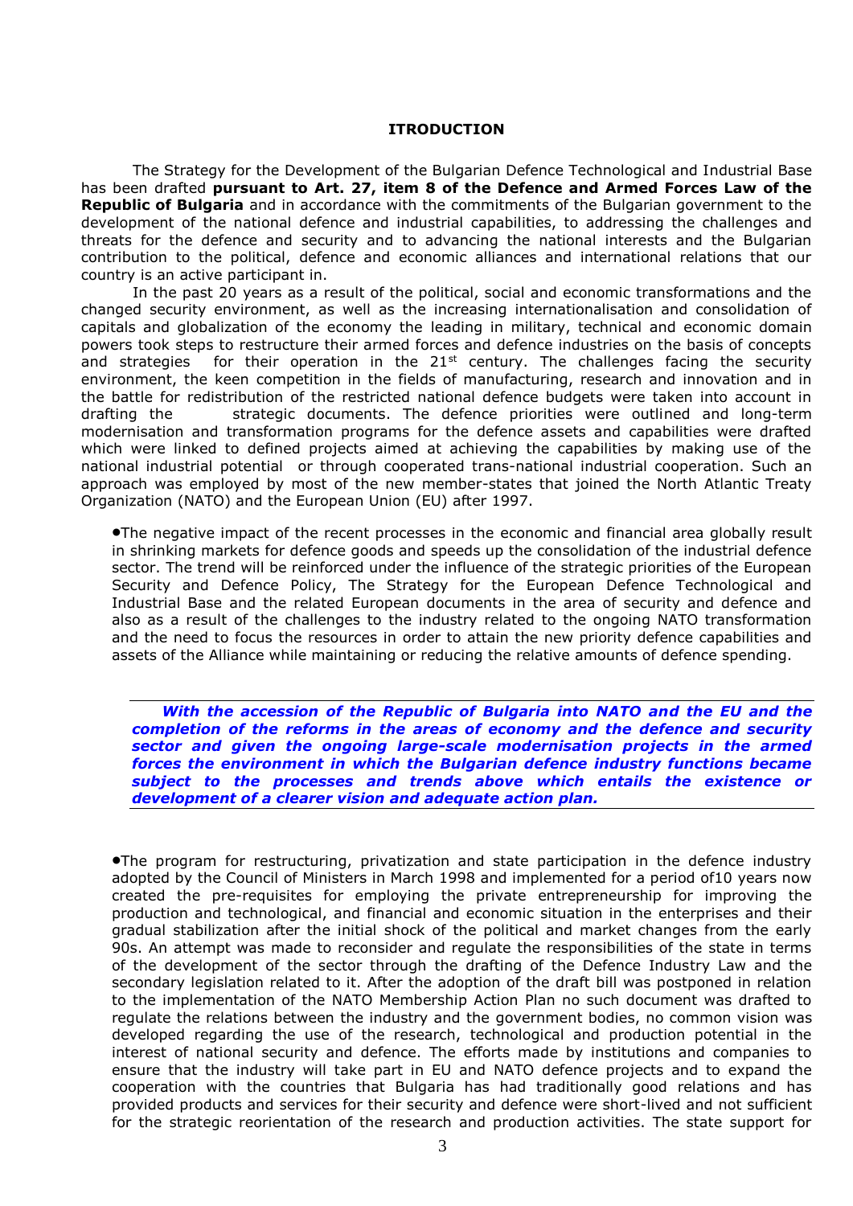## ITRODUCTION

The Strategy for the Development of the Bulgarian Defence Technological and Industrial Base has been drafted **pursuant to Art. 27, item 8 of the Defence and Armed Forces Law of the Republic of Bulgaria** and in accordance with the commitments of the Bulgarian government to the development of the national defence and industrial capabilities, to addressing the challenges and threats for the defence and security and to advancing the national interests and the Bulgarian contribution to the political, defence and economic alliances and international relations that our country is an active participant in.

In the past 20 years as a result of the political, social and economic transformations and the changed security environment, as well as the increasing internationalisation and consolidation of capitals and globalization of the economy the leading in military, technical and economic domain powers took steps to restructure their armed forces and defence industries on the basis of concepts and strategies for their operation in the 21st century. The challenges facing the security environment, the keen competition in the fields of manufacturing, research and innovation and in the battle for redistribution of the restricted national defence budgets were taken into account in drafting the strategic documents. The defence priorities were outlined and long-term modernisation and transformation programs for the defence assets and capabilities were drafted which were linked to defined projects aimed at achieving the capabilities by making use of the national industrial potential or through cooperated trans-national industrial cooperation. Such an approach was employed by most of the new member-states that joined the North Atlantic Treaty Organization (NATO) and the European Union (EU) after 1997.

- The negative impact of the recent processes in the economic and financial area globally result in shrinking markets for defence goods and speeds up the consolidation of the industrial defence sector. The trend will be reinforced under the influence of the strategic priorities of the European Security and Defence Policy, The Strategy for the European Defence Technological and Industrial Base and the related European documents in the area of security and defence and also as a result of the challenges to the industry related to the ongoing NATO transformation and the need to focus the resources in order to attain the new priority defence capabilities and assets of the Alliance while maintaining or reducing the relative amounts of defence spending.

***With the accession of the Republic of Bulgaria into NATO and the EU and the completion of the reforms in the areas of economy and the defence and security sector and given the ongoing large-scale modernisation projects in the armed forces the environment in which the Bulgarian defence industry functions became subject to the processes and trends above which entails the existence or development of a clearer vision and adequate action plan.***

- The program for restructuring, privatization and state participation in the defence industry adopted by the Council of Ministers in March 1998 and implemented for a period of10 years now created the pre-requisites for employing the private entrepreneurship for improving the production and technological, and financial and economic situation in the enterprises and their gradual stabilization after the initial shock of the political and market changes from the early 90s. An attempt was made to reconsider and regulate the responsibilities of the state in terms of the development of the sector through the drafting of the Defence Industry Law and the secondary legislation related to it. After the adoption of the draft bill was postponed in relation to the implementation of the NATO Membership Action Plan no such document was drafted to regulate the relations between the industry and the government bodies, no common vision was developed regarding the use of the research, technological and production potential in the interest of national security and defence. The efforts made by institutions and companies to ensure that the industry will take part in EU and NATO defence projects and to expand the cooperation with the countries that Bulgaria has had traditionally good relations and has provided products and services for their security and defence were short-lived and not sufficient for the strategic reorientation of the research and production activities. The state support for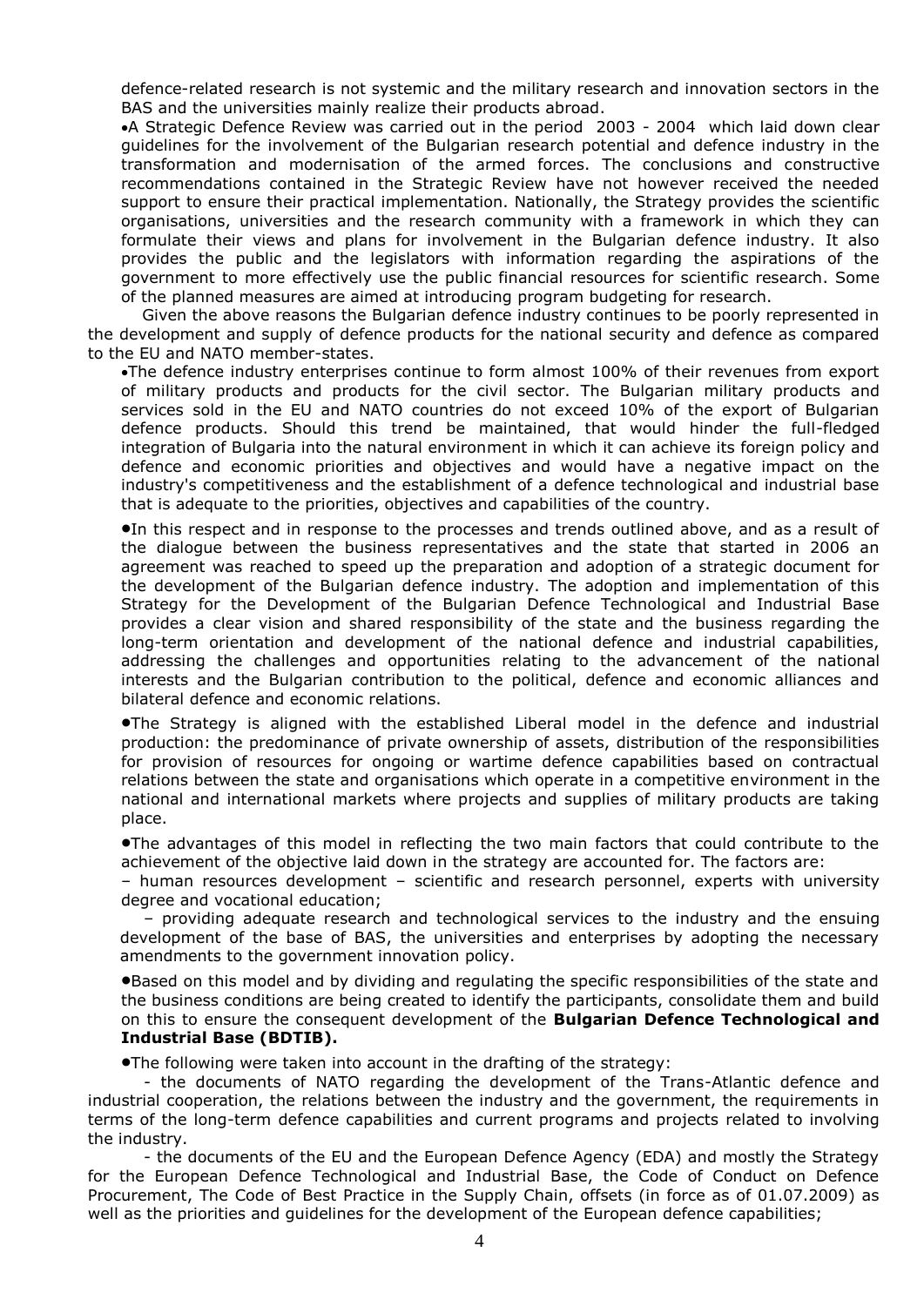defence-related research is not systemic and the military research and innovation sectors in the BAS and the universities mainly realize their products abroad.

- A Strategic Defence Review was carried out in the period 2003 - 2004 which laid down clear guidelines for the involvement of the Bulgarian research potential and defence industry in the transformation and modernisation of the armed forces. The conclusions and constructive recommendations contained in the Strategic Review have not however received the needed support to ensure their practical implementation. Nationally, the Strategy provides the scientific organisations, universities and the research community with a framework in which they can formulate their views and plans for involvement in the Bulgarian defence industry. It also provides the public and the legislators with information regarding the aspirations of the government to more effectively use the public financial resources for scientific research. Some of the planned measures are aimed at introducing program budgeting for research.

Given the above reasons the Bulgarian defence industry continues to be poorly represented in the development and supply of defence products for the national security and defence as compared to the EU and NATO member-states.

- The defence industry enterprises continue to form almost 100% of their revenues from export of military products and products for the civil sector. The Bulgarian military products and services sold in the EU and NATO countries do not exceed 10% of the export of Bulgarian defence products. Should this trend be maintained, that would hinder the full-fledged integration of Bulgaria into the natural environment in which it can achieve its foreign policy and defence and economic priorities and objectives and would have a negative impact on the industry's competitiveness and the establishment of a defence technological and industrial base that is adequate to the priorities, objectives and capabilities of the country.

- In this respect and in response to the processes and trends outlined above, and as a result of the dialogue between the business representatives and the state that started in 2006 an agreement was reached to speed up the preparation and adoption of a strategic document for the development of the Bulgarian defence industry. The adoption and implementation of this Strategy for the Development of the Bulgarian Defence Technological and Industrial Base provides a clear vision and shared responsibility of the state and the business regarding the long-term orientation and development of the national defence and industrial capabilities, addressing the challenges and opportunities relating to the advancement of the national interests and the Bulgarian contribution to the political, defence and economic alliances and bilateral defence and economic relations.

- The Strategy is aligned with the established Liberal model in the defence and industrial production: the predominance of private ownership of assets, distribution of the responsibilities for provision of resources for ongoing or wartime defence capabilities based on contractual relations between the state and organisations which operate in a competitive environment in the national and international markets where projects and supplies of military products are taking place.

- The advantages of this model in reflecting the two main factors that could contribute to the achievement of the objective laid down in the strategy are accounted for. The factors are:

  – human resources development – scientific and research personnel, experts with university degree and vocational education;

  – providing adequate research and technological services to the industry and the ensuing development of the base of BAS, the universities and enterprises by adopting the necessary amendments to the government innovation policy.

- Based on this model and by dividing and regulating the specific responsibilities of the state and the business conditions are being created to identify the participants, consolidate them and build on this to ensure the consequent development of the **Bulgarian Defence Technological and Industrial Base (BDTIB).**

- The following were taken into account in the drafting of the strategy:

  - the documents of NATO regarding the development of the Trans-Atlantic defence and industrial cooperation, the relations between the industry and the government, the requirements in terms of the long-term defence capabilities and current programs and projects related to involving the industry.

  - the documents of the EU and the European Defence Agency (EDA) and mostly the Strategy for the European Defence Technological and Industrial Base, the Code of Conduct on Defence Procurement, The Code of Best Practice in the Supply Chain, offsets (in force as of 01.07.2009) as well as the priorities and guidelines for the development of the European defence capabilities;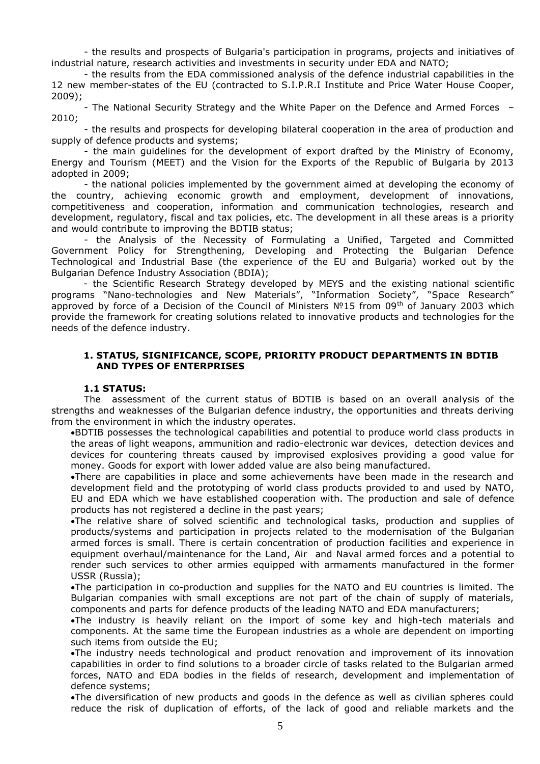- the results and prospects of Bulgaria's participation in programs, projects and initiatives of industrial nature, research activities and investments in security under EDA and NATO;

- the results from the EDA commissioned analysis of the defence industrial capabilities in the 12 new member-states of the EU (contracted to S.I.P.R.I Institute and Price Water House Cooper, 2009);

- The National Security Strategy and the White Paper on the Defence and Armed Forces – 2010;

- the results and prospects for developing bilateral cooperation in the area of production and supply of defence products and systems;

- the main guidelines for the development of export drafted by the Ministry of Economy, Energy and Tourism (MEET) and the Vision for the Exports of the Republic of Bulgaria by 2013 adopted in 2009;

- the national policies implemented by the government aimed at developing the economy of the country, achieving economic growth and employment, development of innovations, competitiveness and cooperation, information and communication technologies, research and development, regulatory, fiscal and tax policies, etc. The development in all these areas is a priority and would contribute to improving the BDTIB status;

- the Analysis of the Necessity of Formulating a Unified, Targeted and Committed Government Policy for Strengthening, Developing and Protecting the Bulgarian Defence Technological and Industrial Base (the experience of the EU and Bulgaria) worked out by the Bulgarian Defence Industry Association (BDIA);

- the Scientific Research Strategy developed by MEYS and the existing national scientific programs "Nano-technologies and New Materials", "Information Society", "Space Research" approved by force of a Decision of the Council of Ministers №15 from 09th of January 2003 which provide the framework for creating solutions related to innovative products and technologies for the needs of the defence industry.

## 1. STATUS, SIGNIFICANCE, SCOPE, PRIORITY PRODUCT DEPARTMENTS IN BDTIB AND TYPES OF ENTERPRISES

### 1.1 STATUS:

The assessment of the current status of BDTIB is based on an overall analysis of the strengths and weaknesses of the Bulgarian defence industry, the opportunities and threats deriving from the environment in which the industry operates.

- BDTIB possesses the technological capabilities and potential to produce world class products in the areas of light weapons, ammunition and radio-electronic war devices, detection devices and devices for countering threats caused by improvised explosives providing a good value for money. Goods for export with lower added value are also being manufactured.
- There are capabilities in place and some achievements have been made in the research and development field and the prototyping of world class products provided to and used by NATO, EU and EDA which we have established cooperation with. The production and sale of defence products has not registered a decline in the past years;
- The relative share of solved scientific and technological tasks, production and supplies of products/systems and participation in projects related to the modernisation of the Bulgarian armed forces is small. There is certain concentration of production facilities and experience in equipment overhaul/maintenance for the Land, Air and Naval armed forces and a potential to render such services to other armies equipped with armaments manufactured in the former USSR (Russia);
- The participation in co-production and supplies for the NATO and EU countries is limited. The Bulgarian companies with small exceptions are not part of the chain of supply of materials, components and parts for defence products of the leading NATO and EDA manufacturers;
- The industry is heavily reliant on the import of some key and high-tech materials and components. At the same time the European industries as a whole are dependent on importing such items from outside the EU;
- The industry needs technological and product renovation and improvement of its innovation capabilities in order to find solutions to a broader circle of tasks related to the Bulgarian armed forces, NATO and EDA bodies in the fields of research, development and implementation of defence systems;
- The diversification of new products and goods in the defence as well as civilian spheres could reduce the risk of duplication of efforts, of the lack of good and reliable markets and the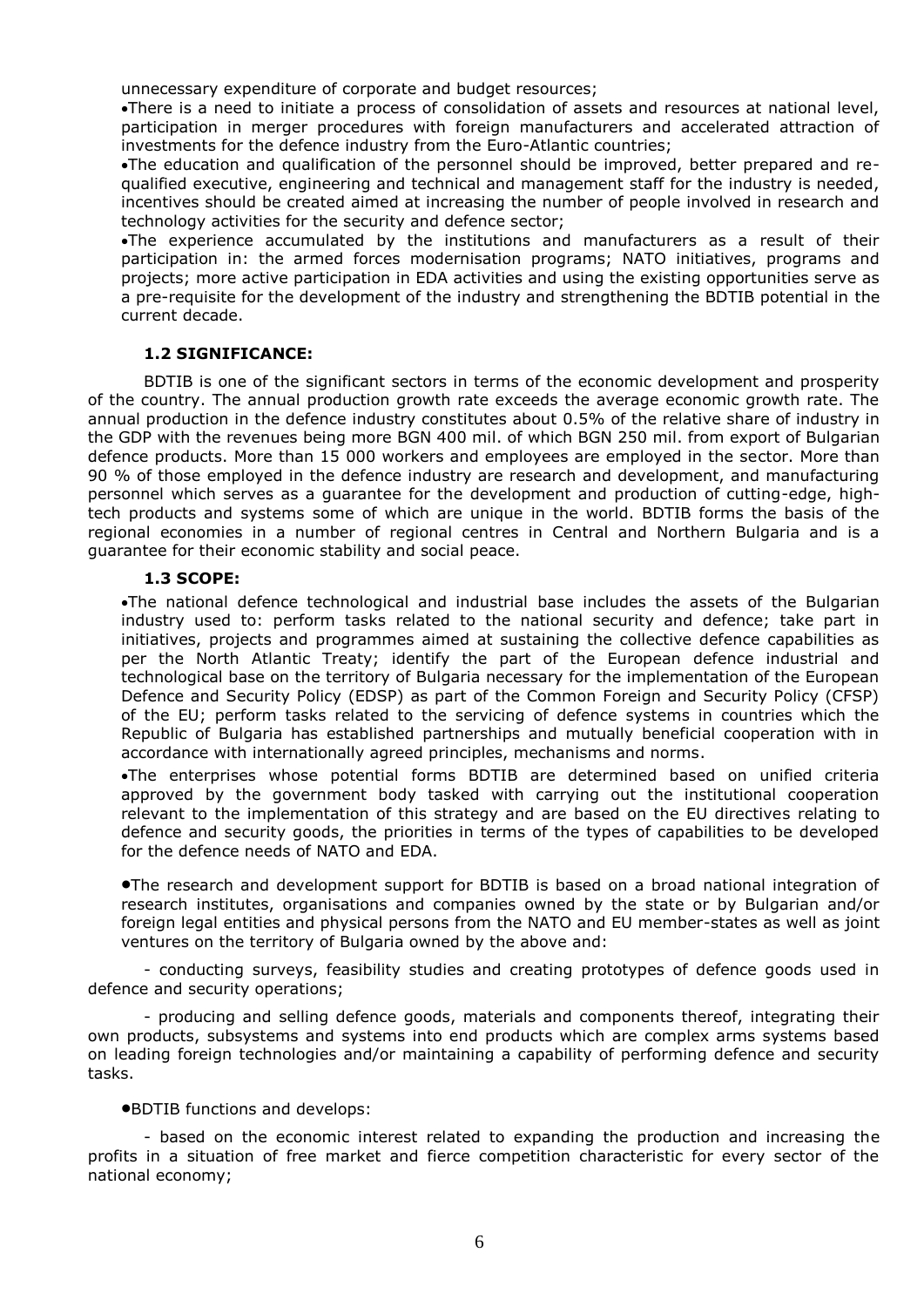unnecessary expenditure of corporate and budget resources;

- There is a need to initiate a process of consolidation of assets and resources at national level, participation in merger procedures with foreign manufacturers and accelerated attraction of investments for the defence industry from the Euro-Atlantic countries;
- The education and qualification of the personnel should be improved, better prepared and re-qualified executive, engineering and technical and management staff for the industry is needed, incentives should be created aimed at increasing the number of people involved in research and technology activities for the security and defence sector;
- The experience accumulated by the institutions and manufacturers as a result of their participation in: the armed forces modernisation programs; NATO initiatives, programs and projects; more active participation in EDA activities and using the existing opportunities serve as a pre-requisite for the development of the industry and strengthening the BDTIB potential in the current decade.

### 1.2 SIGNIFICANCE:

BDTIB is one of the significant sectors in terms of the economic development and prosperity of the country. The annual production growth rate exceeds the average economic growth rate. The annual production in the defence industry constitutes about 0.5% of the relative share of industry in the GDP with the revenues being more BGN 400 mil. of which BGN 250 mil. from export of Bulgarian defence products. More than 15 000 workers and employees are employed in the sector. More than 90 % of those employed in the defence industry are research and development, and manufacturing personnel which serves as a guarantee for the development and production of cutting-edge, high-tech products and systems some of which are unique in the world. BDTIB forms the basis of the regional economies in a number of regional centres in Central and Northern Bulgaria and is a guarantee for their economic stability and social peace.

### 1.3 SCOPE:

- The national defence technological and industrial base includes the assets of the Bulgarian industry used to: perform tasks related to the national security and defence; take part in initiatives, projects and programmes aimed at sustaining the collective defence capabilities as per the North Atlantic Treaty; identify the part of the European defence industrial and technological base on the territory of Bulgaria necessary for the implementation of the European Defence and Security Policy (EDSP) as part of the Common Foreign and Security Policy (CFSP) of the EU; perform tasks related to the servicing of defence systems in countries which the Republic of Bulgaria has established partnerships and mutually beneficial cooperation with in accordance with internationally agreed principles, mechanisms and norms.
- The enterprises whose potential forms BDTIB are determined based on unified criteria approved by the government body tasked with carrying out the institutional cooperation relevant to the implementation of this strategy and are based on the EU directives relating to defence and security goods, the priorities in terms of the types of capabilities to be developed for the defence needs of NATO and EDA.
- The research and development support for BDTIB is based on a broad national integration of research institutes, organisations and companies owned by the state or by Bulgarian and/or foreign legal entities and physical persons from the NATO and EU member-states as well as joint ventures on the territory of Bulgaria owned by the above and:

  - conducting surveys, feasibility studies and creating prototypes of defence goods used in defence and security operations;

  - producing and selling defence goods, materials and components thereof, integrating their own products, subsystems and systems into end products which are complex arms systems based on leading foreign technologies and/or maintaining a capability of performing defence and security tasks.

- BDTIB functions and develops:

  - based on the economic interest related to expanding the production and increasing the profits in a situation of free market and fierce competition characteristic for every sector of the national economy;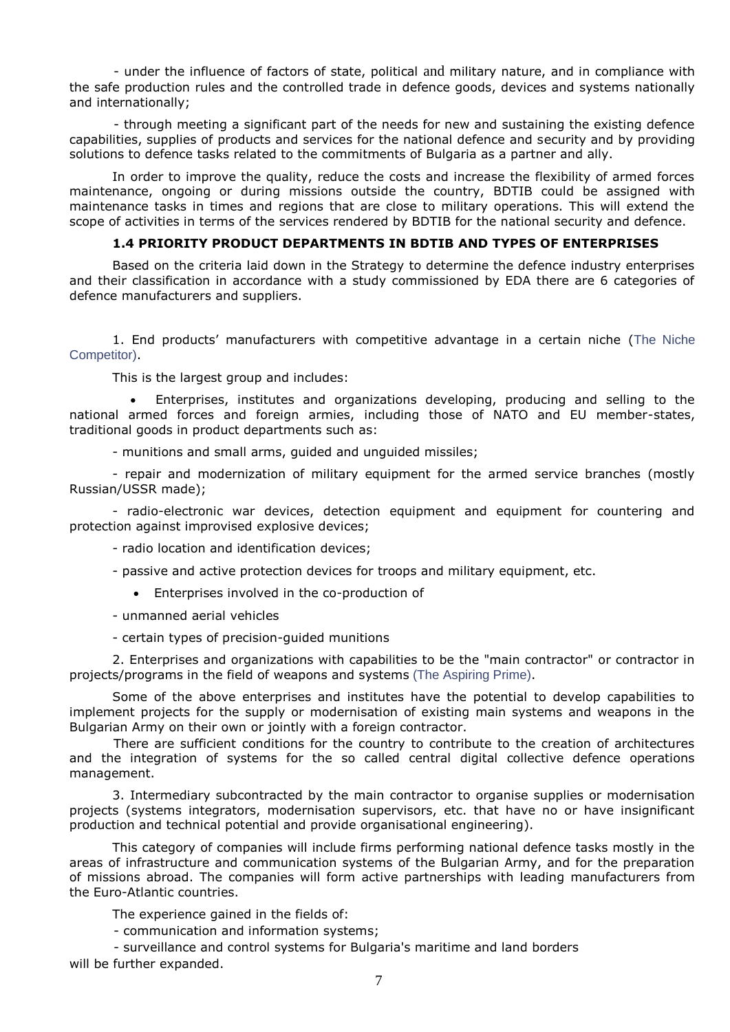- under the influence of factors of state, political and military nature, and in compliance with the safe production rules and the controlled trade in defence goods, devices and systems nationally and internationally;

- through meeting a significant part of the needs for new and sustaining the existing defence capabilities, supplies of products and services for the national defence and security and by providing solutions to defence tasks related to the commitments of Bulgaria as a partner and ally.

In order to improve the quality, reduce the costs and increase the flexibility of armed forces maintenance, ongoing or during missions outside the country, BDTIB could be assigned with maintenance tasks in times and regions that are close to military operations. This will extend the scope of activities in terms of the services rendered by BDTIB for the national security and defence.

### 1.4 PRIORITY PRODUCT DEPARTMENTS IN BDTIB AND TYPES OF ENTERPRISES

Based on the criteria laid down in the Strategy to determine the defence industry enterprises and their classification in accordance with a study commissioned by EDA there are 6 categories of defence manufacturers and suppliers.

1. End products' manufacturers with competitive advantage in a certain niche (The Niche Competitor).

This is the largest group and includes:

- Enterprises, institutes and organizations developing, producing and selling to the national armed forces and foreign armies, including those of NATO and EU member-states, traditional goods in product departments such as:

- munitions and small arms, guided and unguided missiles;

- repair and modernization of military equipment for the armed service branches (mostly Russian/USSR made);

- radio-electronic war devices, detection equipment and equipment for countering and protection against improvised explosive devices;

- radio location and identification devices;

- passive and active protection devices for troops and military equipment, etc.

- Enterprises involved in the co-production of

- unmanned aerial vehicles

- certain types of precision-guided munitions

2. Enterprises and organizations with capabilities to be the "main contractor" or contractor in projects/programs in the field of weapons and systems (The Aspiring Prime).

Some of the above enterprises and institutes have the potential to develop capabilities to implement projects for the supply or modernisation of existing main systems and weapons in the Bulgarian Army on their own or jointly with a foreign contractor.

There are sufficient conditions for the country to contribute to the creation of architectures and the integration of systems for the so called central digital collective defence operations management.

3. Intermediary subcontracted by the main contractor to organise supplies or modernisation projects (systems integrators, modernisation supervisors, etc. that have no or have insignificant production and technical potential and provide organisational engineering).

This category of companies will include firms performing national defence tasks mostly in the areas of infrastructure and communication systems of the Bulgarian Army, and for the preparation of missions abroad. The companies will form active partnerships with leading manufacturers from the Euro-Atlantic countries.

The experience gained in the fields of:

- communication and information systems;

- surveillance and control systems for Bulgaria's maritime and land borders

will be further expanded.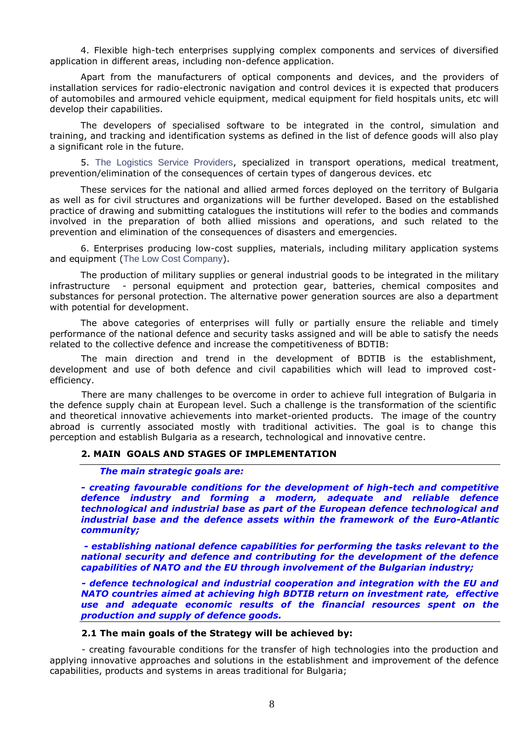4. Flexible high-tech enterprises supplying complex components and services of diversified application in different areas, including non-defence application.

Apart from the manufacturers of optical components and devices, and the providers of installation services for radio-electronic navigation and control devices it is expected that producers of automobiles and armoured vehicle equipment, medical equipment for field hospitals units, etc will develop their capabilities.

The developers of specialised software to be integrated in the control, simulation and training, and tracking and identification systems as defined in the list of defence goods will also play a significant role in the future.

5. The Logistics Service Providers, specialized in transport operations, medical treatment, prevention/elimination of the consequences of certain types of dangerous devices. etc

These services for the national and allied armed forces deployed on the territory of Bulgaria as well as for civil structures and organizations will be further developed. Based on the established practice of drawing and submitting catalogues the institutions will refer to the bodies and commands involved in the preparation of both allied missions and operations, and such related to the prevention and elimination of the consequences of disasters and emergencies.

6. Enterprises producing low-cost supplies, materials, including military application systems and equipment (The Low Cost Company).

The production of military supplies or general industrial goods to be integrated in the military infrastructure - personal equipment and protection gear, batteries, chemical composites and substances for personal protection. The alternative power generation sources are also a department with potential for development.

The above categories of enterprises will fully or partially ensure the reliable and timely performance of the national defence and security tasks assigned and will be able to satisfy the needs related to the collective defence and increase the competitiveness of BDTIB:

The main direction and trend in the development of BDTIB is the establishment, development and use of both defence and civil capabilities which will lead to improved cost-efficiency.

There are many challenges to be overcome in order to achieve full integration of Bulgaria in the defence supply chain at European level. Such a challenge is the transformation of the scientific and theoretical innovative achievements into market-oriented products. The image of the country abroad is currently associated mostly with traditional activities. The goal is to change this perception and establish Bulgaria as a research, technological and innovative centre.

## 2. MAIN GOALS AND STAGES OF IMPLEMENTATION

***The main strategic goals are:***

***- creating favourable conditions for the development of high-tech and competitive defence industry and forming a modern, adequate and reliable defence technological and industrial base as part of the European defence technological and industrial base and the defence assets within the framework of the Euro-Atlantic community;***

***- establishing national defence capabilities for performing the tasks relevant to the national security and defence and contributing for the development of the defence capabilities of NATO and the EU through involvement of the Bulgarian industry;***

***- defence technological and industrial cooperation and integration with the EU and NATO countries aimed at achieving high BDTIB return on investment rate, effective use and adequate economic results of the financial resources spent on the production and supply of defence goods.***

### 2.1 The main goals of the Strategy will be achieved by:

- creating favourable conditions for the transfer of high technologies into the production and applying innovative approaches and solutions in the establishment and improvement of the defence capabilities, products and systems in areas traditional for Bulgaria;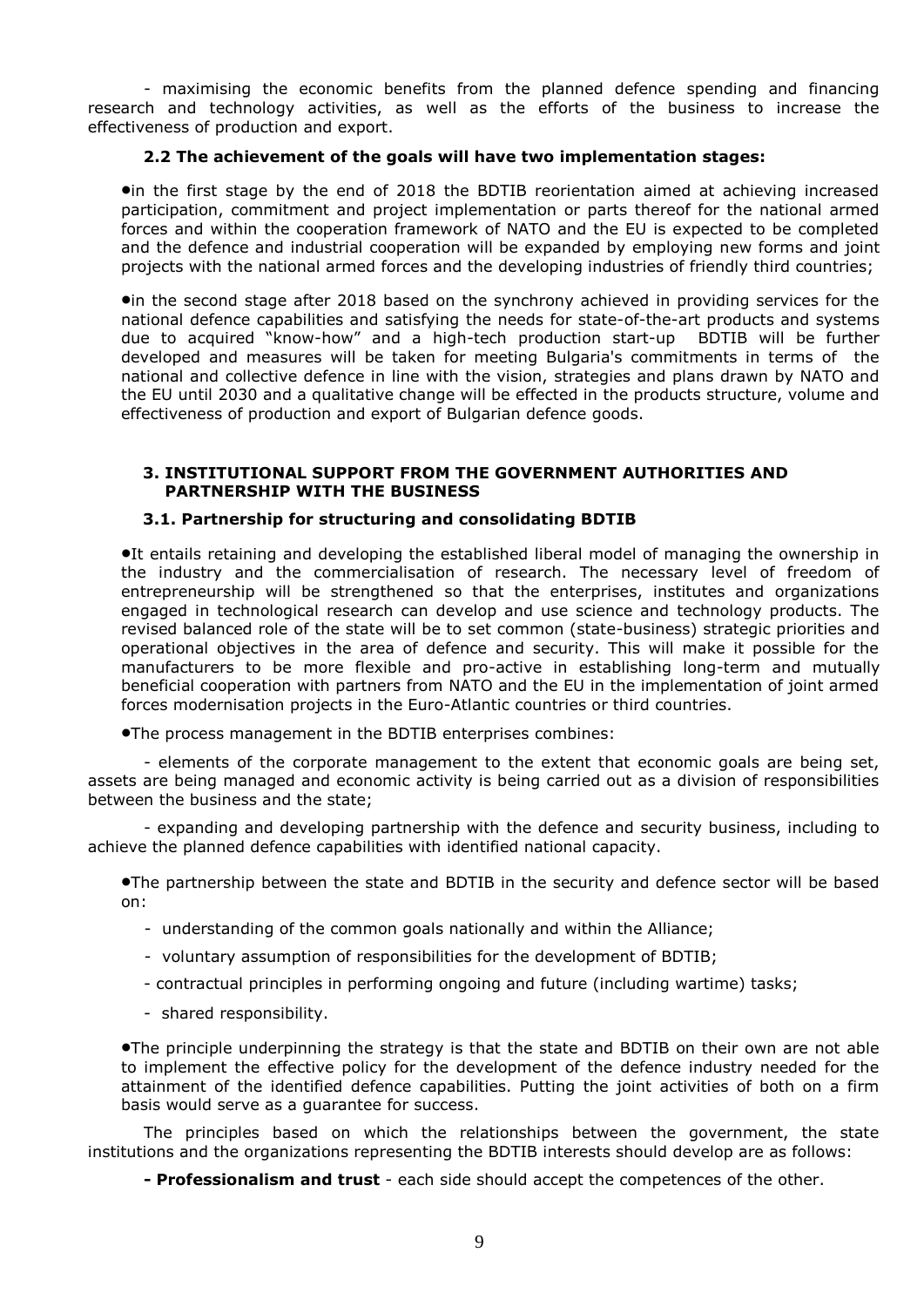- maximising the economic benefits from the planned defence spending and financing research and technology activities, as well as the efforts of the business to increase the effectiveness of production and export.

### 2.2 The achievement of the goals will have two implementation stages:

- in the first stage by the end of 2018 the BDTIB reorientation aimed at achieving increased participation, commitment and project implementation or parts thereof for the national armed forces and within the cooperation framework of NATO and the EU is expected to be completed and the defence and industrial cooperation will be expanded by employing new forms and joint projects with the national armed forces and the developing industries of friendly third countries;

- in the second stage after 2018 based on the synchrony achieved in providing services for the national defence capabilities and satisfying the needs for state-of-the-art products and systems due to acquired "know-how" and a high-tech production start-up BDTIB will be further developed and measures will be taken for meeting Bulgaria's commitments in terms of the national and collective defence in line with the vision, strategies and plans drawn by NATO and the EU until 2030 and a qualitative change will be effected in the products structure, volume and effectiveness of production and export of Bulgarian defence goods.

## 3. INSTITUTIONAL SUPPORT FROM THE GOVERNMENT AUTHORITIES AND PARTNERSHIP WITH THE BUSINESS

### 3.1. Partnership for structuring and consolidating BDTIB

- It entails retaining and developing the established liberal model of managing the ownership in the industry and the commercialisation of research. The necessary level of freedom of entrepreneurship will be strengthened so that the enterprises, institutes and organizations engaged in technological research can develop and use science and technology products. The revised balanced role of the state will be to set common (state-business) strategic priorities and operational objectives in the area of defence and security. This will make it possible for the manufacturers to be more flexible and pro-active in establishing long-term and mutually beneficial cooperation with partners from NATO and the EU in the implementation of joint armed forces modernisation projects in the Euro-Atlantic countries or third countries.

- The process management in the BDTIB enterprises combines:

  - elements of the corporate management to the extent that economic goals are being set, assets are being managed and economic activity is being carried out as a division of responsibilities between the business and the state;

  - expanding and developing partnership with the defence and security business, including to achieve the planned defence capabilities with identified national capacity.

- The partnership between the state and BDTIB in the security and defence sector will be based on:

  - understanding of the common goals nationally and within the Alliance;
  - voluntary assumption of responsibilities for the development of BDTIB;
  - contractual principles in performing ongoing and future (including wartime) tasks;
  - shared responsibility.

- The principle underpinning the strategy is that the state and BDTIB on their own are not able to implement the effective policy for the development of the defence industry needed for the attainment of the identified defence capabilities. Putting the joint activities of both on a firm basis would serve as a guarantee for success.

The principles based on which the relationships between the government, the state institutions and the organizations representing the BDTIB interests should develop are as follows:

**- Professionalism and trust** - each side should accept the competences of the other.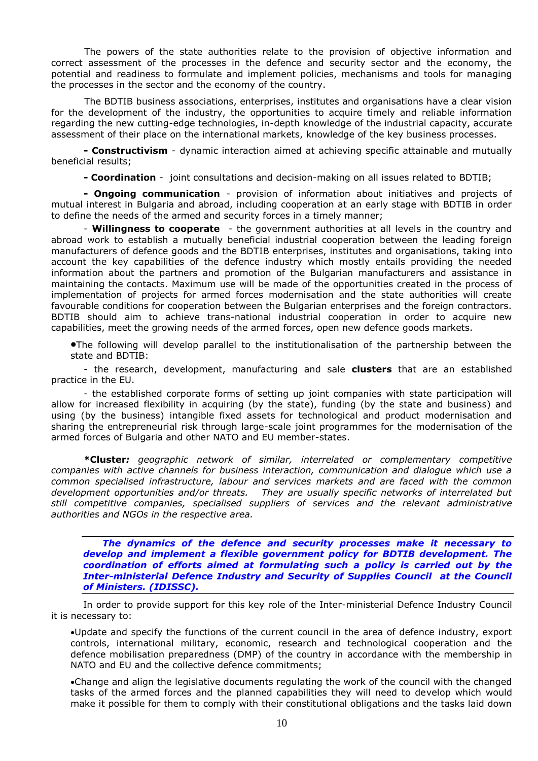The powers of the state authorities relate to the provision of objective information and correct assessment of the processes in the defence and security sector and the economy, the potential and readiness to formulate and implement policies, mechanisms and tools for managing the processes in the sector and the economy of the country.

The BDTIB business associations, enterprises, institutes and organisations have a clear vision for the development of the industry, the opportunities to acquire timely and reliable information regarding the new cutting-edge technologies, in-depth knowledge of the industrial capacity, accurate assessment of their place on the international markets, knowledge of the key business processes.

**- Constructivism** - dynamic interaction aimed at achieving specific attainable and mutually beneficial results;

**- Coordination** - joint consultations and decision-making on all issues related to BDTIB;

**- Ongoing communication** - provision of information about initiatives and projects of mutual interest in Bulgaria and abroad, including cooperation at an early stage with BDTIB in order to define the needs of the armed and security forces in a timely manner;

- **Willingness to cooperate** - the government authorities at all levels in the country and abroad work to establish a mutually beneficial industrial cooperation between the leading foreign manufacturers of defence goods and the BDTIB enterprises, institutes and organisations, taking into account the key capabilities of the defence industry which mostly entails providing the needed information about the partners and promotion of the Bulgarian manufacturers and assistance in maintaining the contacts. Maximum use will be made of the opportunities created in the process of implementation of projects for armed forces modernisation and the state authorities will create favourable conditions for cooperation between the Bulgarian enterprises and the foreign contractors. BDTIB should aim to achieve trans-national industrial cooperation in order to acquire new capabilities, meet the growing needs of the armed forces, open new defence goods markets.

- The following will develop parallel to the institutionalisation of the partnership between the state and BDTIB:

- the research, development, manufacturing and sale **clusters** that are an established practice in the EU.

- the established corporate forms of setting up joint companies with state participation will allow for increased flexibility in acquiring (by the state), funding (by the state and business) and using (by the business) intangible fixed assets for technological and product modernisation and sharing the entrepreneurial risk through large-scale joint programmes for the modernisation of the armed forces of Bulgaria and other NATO and EU member-states.

***Cluster*:** *geographic network of similar, interrelated or complementary competitive companies with active channels for business interaction, communication and dialogue which use a common specialised infrastructure, labour and services markets and are faced with the common development opportunities and/or threats. They are usually specific networks of interrelated but still competitive companies, specialised suppliers of services and the relevant administrative authorities and NGOs in the respective area.*

***The dynamics of the defence and security processes make it necessary to develop and implement a flexible government policy for BDTIB development. The coordination of efforts aimed at formulating such a policy is carried out by the Inter-ministerial Defence Industry and Security of Supplies Council at the Council of Ministers. (IDISSC).***

In order to provide support for this key role of the Inter-ministerial Defence Industry Council it is necessary to:

- Update and specify the functions of the current council in the area of defence industry, export controls, international military, economic, research and technological cooperation and the defence mobilisation preparedness (DMP) of the country in accordance with the membership in NATO and EU and the collective defence commitments;
- Change and align the legislative documents regulating the work of the council with the changed tasks of the armed forces and the planned capabilities they will need to develop which would make it possible for them to comply with their constitutional obligations and the tasks laid down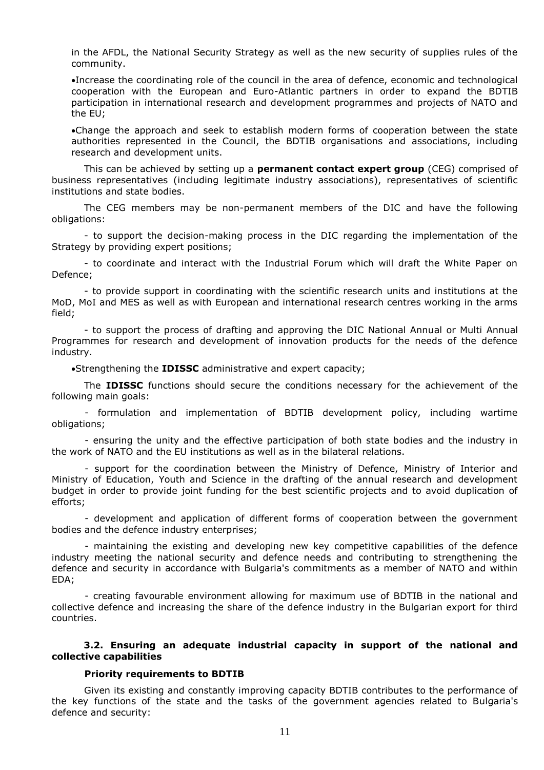in the AFDL, the National Security Strategy as well as the new security of supplies rules of the community.

- Increase the coordinating role of the council in the area of defence, economic and technological cooperation with the European and Euro-Atlantic partners in order to expand the BDTIB participation in international research and development programmes and projects of NATO and the EU;

- Change the approach and seek to establish modern forms of cooperation between the state authorities represented in the Council, the BDTIB organisations and associations, including research and development units.

This can be achieved by setting up a **permanent contact expert group** (CEG) comprised of business representatives (including legitimate industry associations), representatives of scientific institutions and state bodies.

The CEG members may be non-permanent members of the DIC and have the following obligations:

- to support the decision-making process in the DIC regarding the implementation of the Strategy by providing expert positions;

- to coordinate and interact with the Industrial Forum which will draft the White Paper on Defence;

- to provide support in coordinating with the scientific research units and institutions at the MoD, MoI and MES as well as with European and international research centres working in the arms field;

- to support the process of drafting and approving the DIC National Annual or Multi Annual Programmes for research and development of innovation products for the needs of the defence industry.

- Strengthening the **IDISSC** administrative and expert capacity;

The **IDISSC** functions should secure the conditions necessary for the achievement of the following main goals:

- formulation and implementation of BDTIB development policy, including wartime obligations;

- ensuring the unity and the effective participation of both state bodies and the industry in the work of NATO and the EU institutions as well as in the bilateral relations.

- support for the coordination between the Ministry of Defence, Ministry of Interior and Ministry of Education, Youth and Science in the drafting of the annual research and development budget in order to provide joint funding for the best scientific projects and to avoid duplication of efforts;

- development and application of different forms of cooperation between the government bodies and the defence industry enterprises;

- maintaining the existing and developing new key competitive capabilities of the defence industry meeting the national security and defence needs and contributing to strengthening the defence and security in accordance with Bulgaria's commitments as a member of NATO and within EDA;

- creating favourable environment allowing for maximum use of BDTIB in the national and collective defence and increasing the share of the defence industry in the Bulgarian export for third countries.

### 3.2. Ensuring an adequate industrial capacity in support of the national and collective capabilities

**Priority requirements to BDTIB**

Given its existing and constantly improving capacity BDTIB contributes to the performance of the key functions of the state and the tasks of the government agencies related to Bulgaria's defence and security: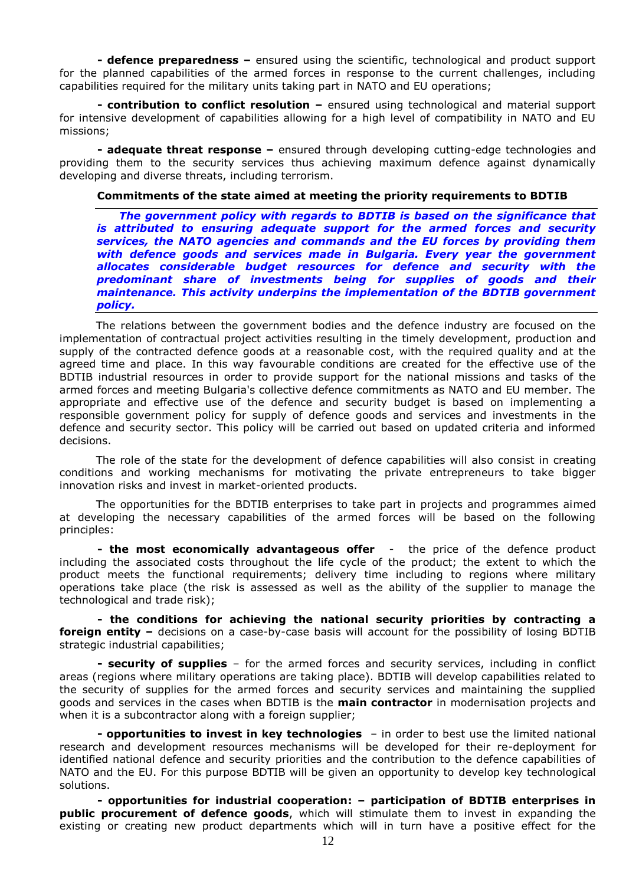**- defence preparedness –** ensured using the scientific, technological and product support for the planned capabilities of the armed forces in response to the current challenges, including capabilities required for the military units taking part in NATO and EU operations;

**- contribution to conflict resolution –** ensured using technological and material support for intensive development of capabilities allowing for a high level of compatibility in NATO and EU missions;

**- adequate threat response –** ensured through developing cutting-edge technologies and providing them to the security services thus achieving maximum defence against dynamically developing and diverse threats, including terrorism.

**Commitments of the state aimed at meeting the priority requirements to BDTIB**

***The government policy with regards to BDTIB is based on the significance that is attributed to ensuring adequate support for the armed forces and security services, the NATO agencies and commands and the EU forces by providing them with defence goods and services made in Bulgaria. Every year the government allocates considerable budget resources for defence and security with the predominant share of investments being for supplies of goods and their maintenance. This activity underpins the implementation of the BDTIB government policy.***

The relations between the government bodies and the defence industry are focused on the implementation of contractual project activities resulting in the timely development, production and supply of the contracted defence goods at a reasonable cost, with the required quality and at the agreed time and place. In this way favourable conditions are created for the effective use of the BDTIB industrial resources in order to provide support for the national missions and tasks of the armed forces and meeting Bulgaria's collective defence commitments as NATO and EU member. The appropriate and effective use of the defence and security budget is based on implementing a responsible government policy for supply of defence goods and services and investments in the defence and security sector. This policy will be carried out based on updated criteria and informed decisions.

The role of the state for the development of defence capabilities will also consist in creating conditions and working mechanisms for motivating the private entrepreneurs to take bigger innovation risks and invest in market-oriented products.

The opportunities for the BDTIB enterprises to take part in projects and programmes aimed at developing the necessary capabilities of the armed forces will be based on the following principles:

**- the most economically advantageous offer** - the price of the defence product including the associated costs throughout the life cycle of the product; the extent to which the product meets the functional requirements; delivery time including to regions where military operations take place (the risk is assessed as well as the ability of the supplier to manage the technological and trade risk);

**- the conditions for achieving the national security priorities by contracting a foreign entity –** decisions on a case-by-case basis will account for the possibility of losing BDTIB strategic industrial capabilities;

**- security of supplies** – for the armed forces and security services, including in conflict areas (regions where military operations are taking place). BDTIB will develop capabilities related to the security of supplies for the armed forces and security services and maintaining the supplied goods and services in the cases when BDTIB is the **main contractor** in modernisation projects and when it is a subcontractor along with a foreign supplier;

**- opportunities to invest in key technologies** – in order to best use the limited national research and development resources mechanisms will be developed for their re-deployment for identified national defence and security priorities and the contribution to the defence capabilities of NATO and the EU. For this purpose BDTIB will be given an opportunity to develop key technological solutions.

**- opportunities for industrial cooperation: – participation of BDTIB enterprises in public procurement of defence goods**, which will stimulate them to invest in expanding the existing or creating new product departments which will in turn have a positive effect for the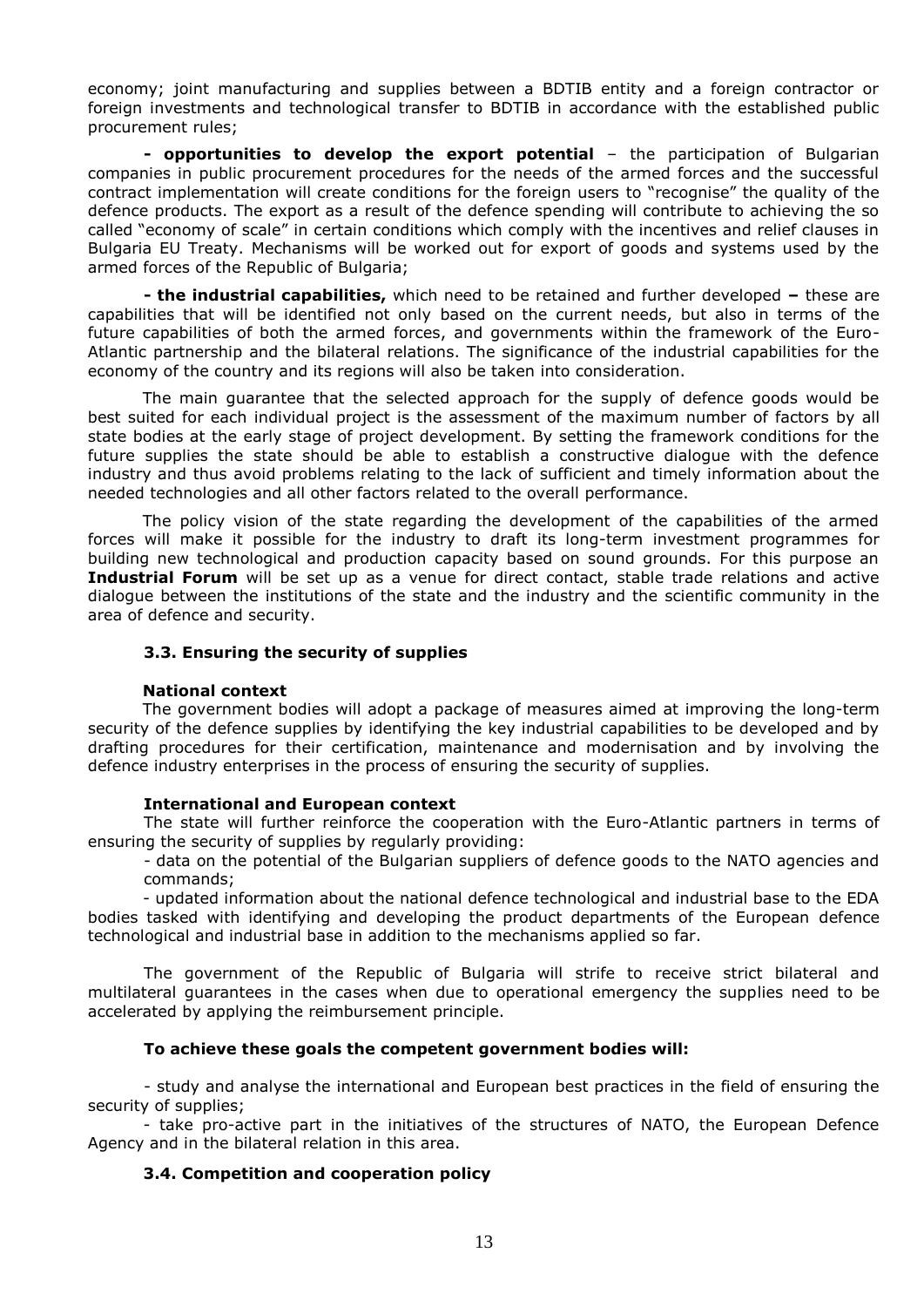economy; joint manufacturing and supplies between a BDTIB entity and a foreign contractor or foreign investments and technological transfer to BDTIB in accordance with the established public procurement rules;

**- opportunities to develop the export potential** – the participation of Bulgarian companies in public procurement procedures for the needs of the armed forces and the successful contract implementation will create conditions for the foreign users to "recognise" the quality of the defence products. The export as a result of the defence spending will contribute to achieving the so called "economy of scale" in certain conditions which comply with the incentives and relief clauses in Bulgaria EU Treaty. Mechanisms will be worked out for export of goods and systems used by the armed forces of the Republic of Bulgaria;

**- the industrial capabilities,** which need to be retained and further developed **–** these are capabilities that will be identified not only based on the current needs, but also in terms of the future capabilities of both the armed forces, and governments within the framework of the Euro-Atlantic partnership and the bilateral relations. The significance of the industrial capabilities for the economy of the country and its regions will also be taken into consideration.

The main guarantee that the selected approach for the supply of defence goods would be best suited for each individual project is the assessment of the maximum number of factors by all state bodies at the early stage of project development. By setting the framework conditions for the future supplies the state should be able to establish a constructive dialogue with the defence industry and thus avoid problems relating to the lack of sufficient and timely information about the needed technologies and all other factors related to the overall performance.

The policy vision of the state regarding the development of the capabilities of the armed forces will make it possible for the industry to draft its long-term investment programmes for building new technological and production capacity based on sound grounds. For this purpose an **Industrial Forum** will be set up as a venue for direct contact, stable trade relations and active dialogue between the institutions of the state and the industry and the scientific community in the area of defence and security.

### 3.3. Ensuring the security of supplies

**National context**

The government bodies will adopt a package of measures aimed at improving the long-term security of the defence supplies by identifying the key industrial capabilities to be developed and by drafting procedures for their certification, maintenance and modernisation and by involving the defence industry enterprises in the process of ensuring the security of supplies.

**International and European context**

The state will further reinforce the cooperation with the Euro-Atlantic partners in terms of ensuring the security of supplies by regularly providing:

- data on the potential of the Bulgarian suppliers of defence goods to the NATO agencies and commands;
- updated information about the national defence technological and industrial base to the EDA bodies tasked with identifying and developing the product departments of the European defence technological and industrial base in addition to the mechanisms applied so far.

The government of the Republic of Bulgaria will strife to receive strict bilateral and multilateral guarantees in the cases when due to operational emergency the supplies need to be accelerated by applying the reimbursement principle.

**To achieve these goals the competent government bodies will:**

- study and analyse the international and European best practices in the field of ensuring the security of supplies;
- take pro-active part in the initiatives of the structures of NATO, the European Defence Agency and in the bilateral relation in this area.

### 3.4. Competition and cooperation policy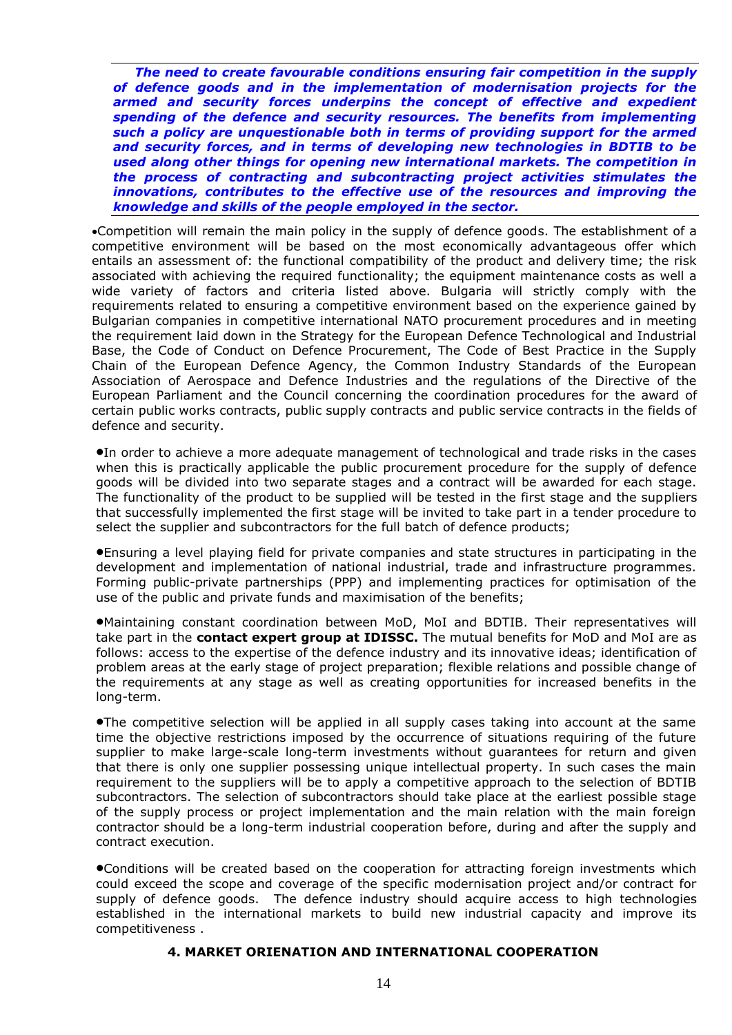***The need to create favourable conditions ensuring fair competition in the supply of defence goods and in the implementation of modernisation projects for the armed and security forces underpins the concept of effective and expedient spending of the defence and security resources. The benefits from implementing such a policy are unquestionable both in terms of providing support for the armed and security forces, and in terms of developing new technologies in BDTIB to be used along other things for opening new international markets. The competition in the process of contracting and subcontracting project activities stimulates the innovations, contributes to the effective use of the resources and improving the knowledge and skills of the people employed in the sector.***

- Competition will remain the main policy in the supply of defence goods. The establishment of a competitive environment will be based on the most economically advantageous offer which entails an assessment of: the functional compatibility of the product and delivery time; the risk associated with achieving the required functionality; the equipment maintenance costs as well a wide variety of factors and criteria listed above. Bulgaria will strictly comply with the requirements related to ensuring a competitive environment based on the experience gained by Bulgarian companies in competitive international NATO procurement procedures and in meeting the requirement laid down in the Strategy for the European Defence Technological and Industrial Base, the Code of Conduct on Defence Procurement, The Code of Best Practice in the Supply Chain of the European Defence Agency, the Common Industry Standards of the European Association of Aerospace and Defence Industries and the regulations of the Directive of the European Parliament and the Council concerning the coordination procedures for the award of certain public works contracts, public supply contracts and public service contracts in the fields of defence and security.

- In order to achieve a more adequate management of technological and trade risks in the cases when this is practically applicable the public procurement procedure for the supply of defence goods will be divided into two separate stages and a contract will be awarded for each stage. The functionality of the product to be supplied will be tested in the first stage and the suppliers that successfully implemented the first stage will be invited to take part in a tender procedure to select the supplier and subcontractors for the full batch of defence products;

- Ensuring a level playing field for private companies and state structures in participating in the development and implementation of national industrial, trade and infrastructure programmes. Forming public-private partnerships (PPP) and implementing practices for optimisation of the use of the public and private funds and maximisation of the benefits;

- Maintaining constant coordination between MoD, MoI and BDTIB. Their representatives will take part in the **contact expert group at IDISSC.** The mutual benefits for MoD and MoI are as follows: access to the expertise of the defence industry and its innovative ideas; identification of problem areas at the early stage of project preparation; flexible relations and possible change of the requirements at any stage as well as creating opportunities for increased benefits in the long-term.

- The competitive selection will be applied in all supply cases taking into account at the same time the objective restrictions imposed by the occurrence of situations requiring of the future supplier to make large-scale long-term investments without guarantees for return and given that there is only one supplier possessing unique intellectual property. In such cases the main requirement to the suppliers will be to apply a competitive approach to the selection of BDTIB subcontractors. The selection of subcontractors should take place at the earliest possible stage of the supply process or project implementation and the main relation with the main foreign contractor should be a long-term industrial cooperation before, during and after the supply and contract execution.

- Conditions will be created based on the cooperation for attracting foreign investments which could exceed the scope and coverage of the specific modernisation project and/or contract for supply of defence goods. The defence industry should acquire access to high technologies established in the international markets to build new industrial capacity and improve its competitiveness .

## 4. MARKET ORIENATION AND INTERNATIONAL COOPERATION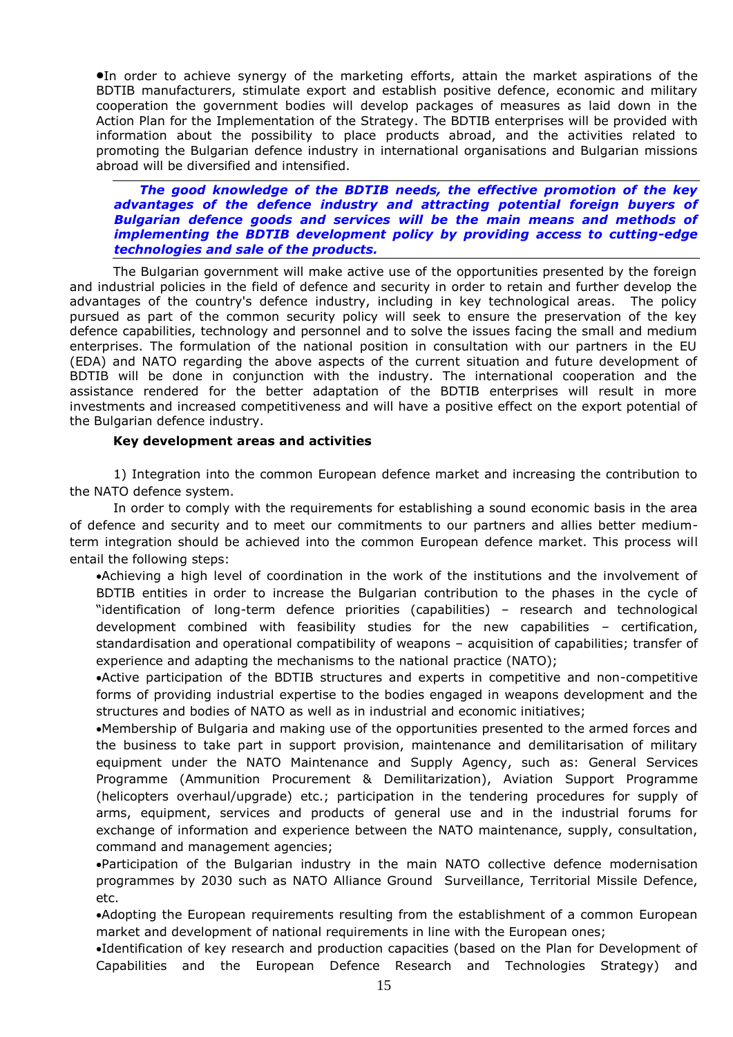- In order to achieve synergy of the marketing efforts, attain the market aspirations of the BDTIB manufacturers, stimulate export and establish positive defence, economic and military cooperation the government bodies will develop packages of measures as laid down in the Action Plan for the Implementation of the Strategy. The BDTIB enterprises will be provided with information about the possibility to place products abroad, and the activities related to promoting the Bulgarian defence industry in international organisations and Bulgarian missions abroad will be diversified and intensified.

***The good knowledge of the BDTIB needs, the effective promotion of the key advantages of the defence industry and attracting potential foreign buyers of Bulgarian defence goods and services will be the main means and methods of implementing the BDTIB development policy by providing access to cutting-edge technologies and sale of the products.***

The Bulgarian government will make active use of the opportunities presented by the foreign and industrial policies in the field of defence and security in order to retain and further develop the advantages of the country's defence industry, including in key technological areas. The policy pursued as part of the common security policy will seek to ensure the preservation of the key defence capabilities, technology and personnel and to solve the issues facing the small and medium enterprises. The formulation of the national position in consultation with our partners in the EU (EDA) and NATO regarding the above aspects of the current situation and future development of BDTIB will be done in conjunction with the industry. The international cooperation and the assistance rendered for the better adaptation of the BDTIB enterprises will result in more investments and increased competitiveness and will have a positive effect on the export potential of the Bulgarian defence industry.

**Key development areas and activities**

1) Integration into the common European defence market and increasing the contribution to the NATO defence system.

In order to comply with the requirements for establishing a sound economic basis in the area of defence and security and to meet our commitments to our partners and allies better medium-term integration should be achieved into the common European defence market. This process will entail the following steps:

- Achieving a high level of coordination in the work of the institutions and the involvement of BDTIB entities in order to increase the Bulgarian contribution to the phases in the cycle of "identification of long-term defence priorities (capabilities) – research and technological development combined with feasibility studies for the new capabilities – certification, standardisation and operational compatibility of weapons – acquisition of capabilities; transfer of experience and adapting the mechanisms to the national practice (NATO);
- Active participation of the BDTIB structures and experts in competitive and non-competitive forms of providing industrial expertise to the bodies engaged in weapons development and the structures and bodies of NATO as well as in industrial and economic initiatives;
- Membership of Bulgaria and making use of the opportunities presented to the armed forces and the business to take part in support provision, maintenance and demilitarisation of military equipment under the NATO Maintenance and Supply Agency, such as: General Services Programme (Ammunition Procurement & Demilitarization), Aviation Support Programme (helicopters overhaul/upgrade) etc.; participation in the tendering procedures for supply of arms, equipment, services and products of general use and in the industrial forums for exchange of information and experience between the NATO maintenance, supply, consultation, command and management agencies;
- Participation of the Bulgarian industry in the main NATO collective defence modernisation programmes by 2030 such as NATO Alliance Ground Surveillance, Territorial Missile Defence, etc.
- Adopting the European requirements resulting from the establishment of a common European market and development of national requirements in line with the European ones;
- Identification of key research and production capacities (based on the Plan for Development of Capabilities and the European Defence Research and Technologies Strategy) and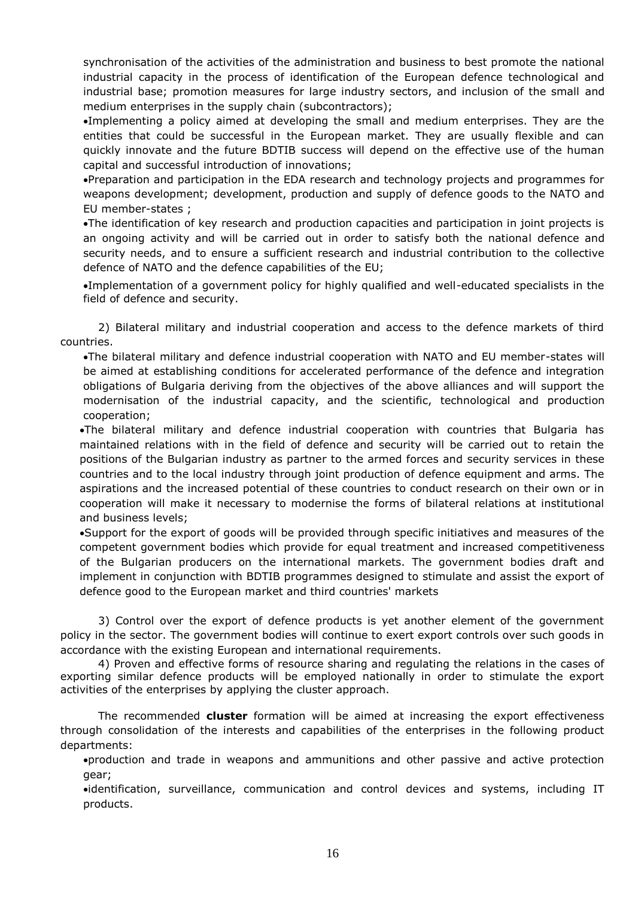synchronisation of the activities of the administration and business to best promote the national industrial capacity in the process of identification of the European defence technological and industrial base; promotion measures for large industry sectors, and inclusion of the small and medium enterprises in the supply chain (subcontractors);

- Implementing a policy aimed at developing the small and medium enterprises. They are the entities that could be successful in the European market. They are usually flexible and can quickly innovate and the future BDTIB success will depend on the effective use of the human capital and successful introduction of innovations;
- Preparation and participation in the EDA research and technology projects and programmes for weapons development; development, production and supply of defence goods to the NATO and EU member-states ;
- The identification of key research and production capacities and participation in joint projects is an ongoing activity and will be carried out in order to satisfy both the national defence and security needs, and to ensure a sufficient research and industrial contribution to the collective defence of NATO and the defence capabilities of the EU;
- Implementation of a government policy for highly qualified and well-educated specialists in the field of defence and security.

2) Bilateral military and industrial cooperation and access to the defence markets of third countries.

- The bilateral military and defence industrial cooperation with NATO and EU member-states will be aimed at establishing conditions for accelerated performance of the defence and integration obligations of Bulgaria deriving from the objectives of the above alliances and will support the modernisation of the industrial capacity, and the scientific, technological and production cooperation;
- The bilateral military and defence industrial cooperation with countries that Bulgaria has maintained relations with in the field of defence and security will be carried out to retain the positions of the Bulgarian industry as partner to the armed forces and security services in these countries and to the local industry through joint production of defence equipment and arms. The aspirations and the increased potential of these countries to conduct research on their own or in cooperation will make it necessary to modernise the forms of bilateral relations at institutional and business levels;
- Support for the export of goods will be provided through specific initiatives and measures of the competent government bodies which provide for equal treatment and increased competitiveness of the Bulgarian producers on the international markets. The government bodies draft and implement in conjunction with BDTIB programmes designed to stimulate and assist the export of defence good to the European market and third countries' markets

3) Control over the export of defence products is yet another element of the government policy in the sector. The government bodies will continue to exert export controls over such goods in accordance with the existing European and international requirements.

4) Proven and effective forms of resource sharing and regulating the relations in the cases of exporting similar defence products will be employed nationally in order to stimulate the export activities of the enterprises by applying the cluster approach.

The recommended **cluster** formation will be aimed at increasing the export effectiveness through consolidation of the interests and capabilities of the enterprises in the following product departments:

- production and trade in weapons and ammunitions and other passive and active protection gear;
- identification, surveillance, communication and control devices and systems, including IT products.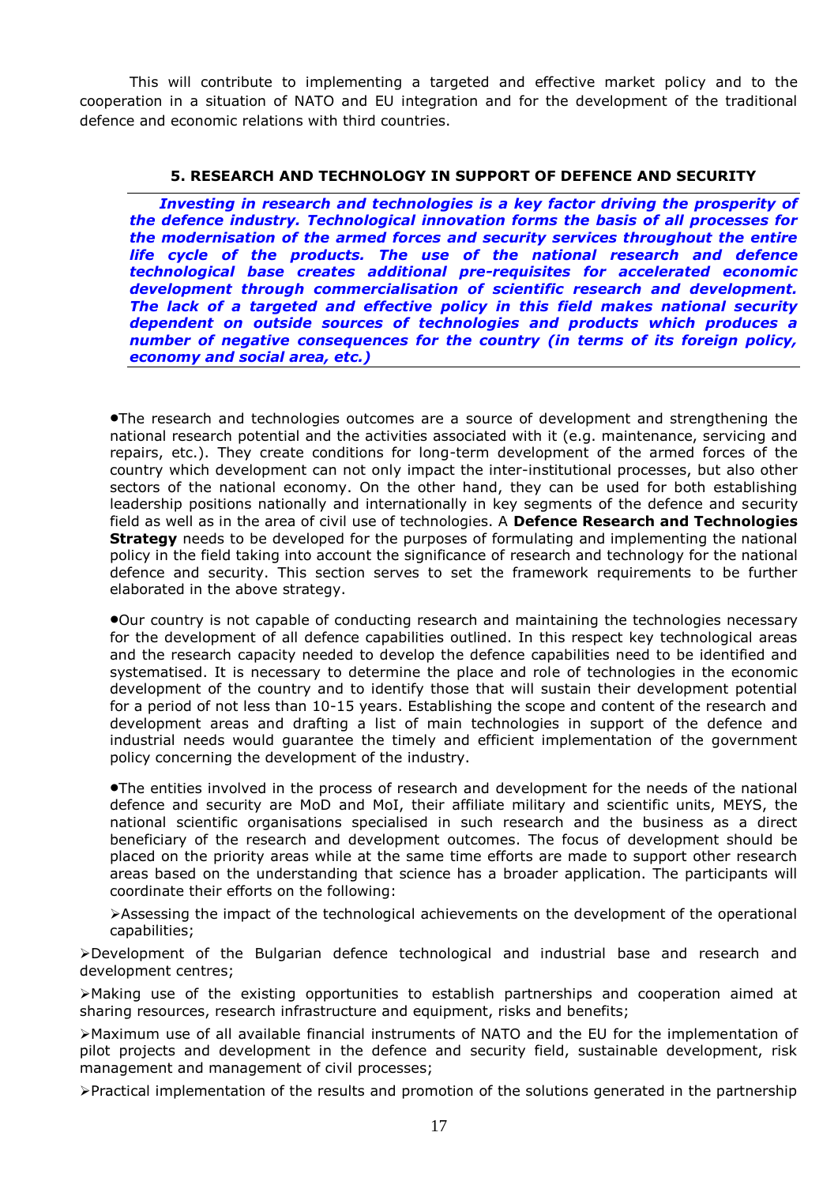This will contribute to implementing a targeted and effective market policy and to the cooperation in a situation of NATO and EU integration and for the development of the traditional defence and economic relations with third countries.

## 5. RESEARCH AND TECHNOLOGY IN SUPPORT OF DEFENCE AND SECURITY

***Investing in research and technologies is a key factor driving the prosperity of the defence industry. Technological innovation forms the basis of all processes for the modernisation of the armed forces and security services throughout the entire life cycle of the products. The use of the national research and defence technological base creates additional pre-requisites for accelerated economic development through commercialisation of scientific research and development. The lack of a targeted and effective policy in this field makes national security dependent on outside sources of technologies and products which produces a number of negative consequences for the country (in terms of its foreign policy, economy and social area, etc.)***

- The research and technologies outcomes are a source of development and strengthening the national research potential and the activities associated with it (e.g. maintenance, servicing and repairs, etc.). They create conditions for long-term development of the armed forces of the country which development can not only impact the inter-institutional processes, but also other sectors of the national economy. On the other hand, they can be used for both establishing leadership positions nationally and internationally in key segments of the defence and security field as well as in the area of civil use of technologies. A **Defence Research and Technologies Strategy** needs to be developed for the purposes of formulating and implementing the national policy in the field taking into account the significance of research and technology for the national defence and security. This section serves to set the framework requirements to be further elaborated in the above strategy.

- Our country is not capable of conducting research and maintaining the technologies necessary for the development of all defence capabilities outlined. In this respect key technological areas and the research capacity needed to develop the defence capabilities need to be identified and systematised. It is necessary to determine the place and role of technologies in the economic development of the country and to identify those that will sustain their development potential for a period of not less than 10-15 years. Establishing the scope and content of the research and development areas and drafting a list of main technologies in support of the defence and industrial needs would guarantee the timely and efficient implementation of the government policy concerning the development of the industry.

- The entities involved in the process of research and development for the needs of the national defence and security are MoD and MoI, their affiliate military and scientific units, MEYS, the national scientific organisations specialised in such research and the business as a direct beneficiary of the research and development outcomes. The focus of development should be placed on the priority areas while at the same time efforts are made to support other research areas based on the understanding that science has a broader application. The participants will coordinate their efforts on the following:

➢Assessing the impact of the technological achievements on the development of the operational capabilities;

➢Development of the Bulgarian defence technological and industrial base and research and development centres;

➢Making use of the existing opportunities to establish partnerships and cooperation aimed at sharing resources, research infrastructure and equipment, risks and benefits;

➢Maximum use of all available financial instruments of NATO and the EU for the implementation of pilot projects and development in the defence and security field, sustainable development, risk management and management of civil processes;

➢Practical implementation of the results and promotion of the solutions generated in the partnership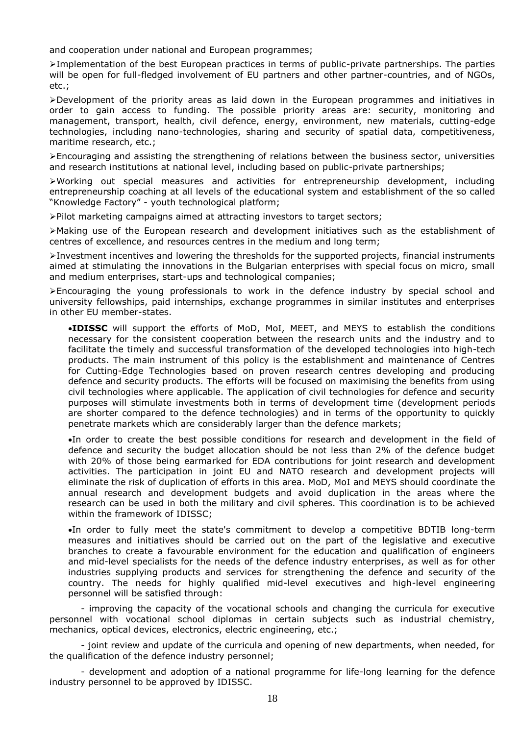and cooperation under national and European programmes;

➢Implementation of the best European practices in terms of public-private partnerships. The parties will be open for full-fledged involvement of EU partners and other partner-countries, and of NGOs, etc.;

➢Development of the priority areas as laid down in the European programmes and initiatives in order to gain access to funding. The possible priority areas are: security, monitoring and management, transport, health, civil defence, energy, environment, new materials, cutting-edge technologies, including nano-technologies, sharing and security of spatial data, competitiveness, maritime research, etc.;

➢Encouraging and assisting the strengthening of relations between the business sector, universities and research institutions at national level, including based on public-private partnerships;

➢Working out special measures and activities for entrepreneurship development, including entrepreneurship coaching at all levels of the educational system and establishment of the so called "Knowledge Factory" - youth technological platform;

➢Pilot marketing campaigns aimed at attracting investors to target sectors;

➢Making use of the European research and development initiatives such as the establishment of centres of excellence, and resources centres in the medium and long term;

➢Investment incentives and lowering the thresholds for the supported projects, financial instruments aimed at stimulating the innovations in the Bulgarian enterprises with special focus on micro, small and medium enterprises, start-ups and technological companies;

➢Encouraging the young professionals to work in the defence industry by special school and university fellowships, paid internships, exchange programmes in similar institutes and enterprises in other EU member-states.

- **IDISSC** will support the efforts of MoD, MoI, MEET, and MEYS to establish the conditions necessary for the consistent cooperation between the research units and the industry and to facilitate the timely and successful transformation of the developed technologies into high-tech products. The main instrument of this policy is the establishment and maintenance of Centres for Cutting-Edge Technologies based on proven research centres developing and producing defence and security products. The efforts will be focused on maximising the benefits from using civil technologies where applicable. The application of civil technologies for defence and security purposes will stimulate investments both in terms of development time (development periods are shorter compared to the defence technologies) and in terms of the opportunity to quickly penetrate markets which are considerably larger than the defence markets;

- In order to create the best possible conditions for research and development in the field of defence and security the budget allocation should be not less than 2% of the defence budget with 20% of those being earmarked for EDA contributions for joint research and development activities. The participation in joint EU and NATO research and development projects will eliminate the risk of duplication of efforts in this area. MoD, MoI and MEYS should coordinate the annual research and development budgets and avoid duplication in the areas where the research can be used in both the military and civil spheres. This coordination is to be achieved within the framework of IDISSC;

- In order to fully meet the state's commitment to develop a competitive BDTIB long-term measures and initiatives should be carried out on the part of the legislative and executive branches to create a favourable environment for the education and qualification of engineers and mid-level specialists for the needs of the defence industry enterprises, as well as for other industries supplying products and services for strengthening the defence and security of the country. The needs for highly qualified mid-level executives and high-level engineering personnel will be satisfied through:

  - improving the capacity of the vocational schools and changing the curricula for executive personnel with vocational school diplomas in certain subjects such as industrial chemistry, mechanics, optical devices, electronics, electric engineering, etc.;

  - joint review and update of the curricula and opening of new departments, when needed, for the qualification of the defence industry personnel;

  - development and adoption of a national programme for life-long learning for the defence industry personnel to be approved by IDISSC.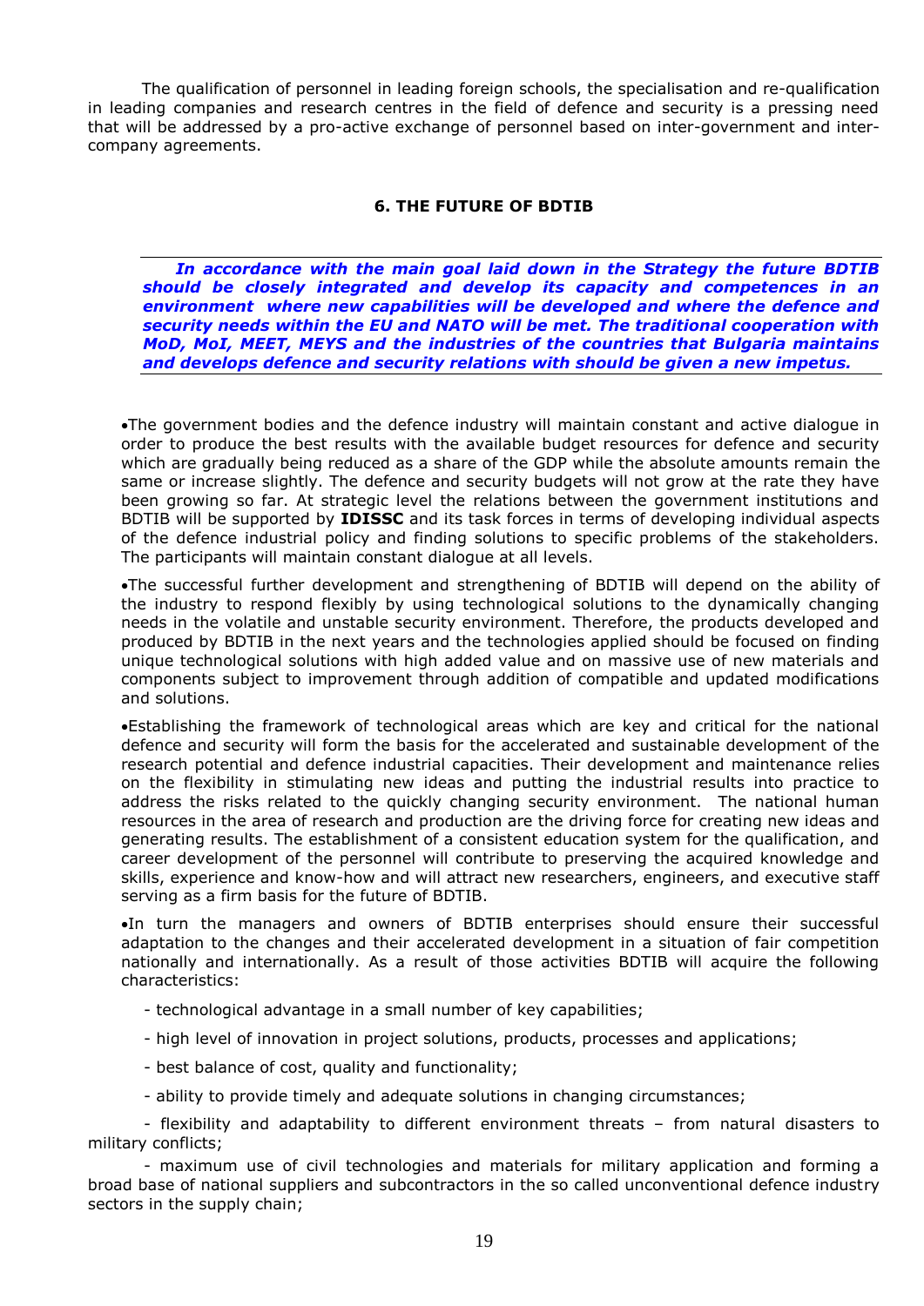The qualification of personnel in leading foreign schools, the specialisation and re-qualification in leading companies and research centres in the field of defence and security is a pressing need that will be addressed by a pro-active exchange of personnel based on inter-government and inter-company agreements.

## 6. THE FUTURE OF BDTIB

***In accordance with the main goal laid down in the Strategy the future BDTIB should be closely integrated and develop its capacity and competences in an environment where new capabilities will be developed and where the defence and security needs within the EU and NATO will be met. The traditional cooperation with MoD, MoI, MEET, MEYS and the industries of the countries that Bulgaria maintains and develops defence and security relations with should be given a new impetus.***

- The government bodies and the defence industry will maintain constant and active dialogue in order to produce the best results with the available budget resources for defence and security which are gradually being reduced as a share of the GDP while the absolute amounts remain the same or increase slightly. The defence and security budgets will not grow at the rate they have been growing so far. At strategic level the relations between the government institutions and BDTIB will be supported by **IDISSC** and its task forces in terms of developing individual aspects of the defence industrial policy and finding solutions to specific problems of the stakeholders. The participants will maintain constant dialogue at all levels.

- The successful further development and strengthening of BDTIB will depend on the ability of the industry to respond flexibly by using technological solutions to the dynamically changing needs in the volatile and unstable security environment. Therefore, the products developed and produced by BDTIB in the next years and the technologies applied should be focused on finding unique technological solutions with high added value and on massive use of new materials and components subject to improvement through addition of compatible and updated modifications and solutions.

- Establishing the framework of technological areas which are key and critical for the national defence and security will form the basis for the accelerated and sustainable development of the research potential and defence industrial capacities. Their development and maintenance relies on the flexibility in stimulating new ideas and putting the industrial results into practice to address the risks related to the quickly changing security environment. The national human resources in the area of research and production are the driving force for creating new ideas and generating results. The establishment of a consistent education system for the qualification, and career development of the personnel will contribute to preserving the acquired knowledge and skills, experience and know-how and will attract new researchers, engineers, and executive staff serving as a firm basis for the future of BDTIB.

- In turn the managers and owners of BDTIB enterprises should ensure their successful adaptation to the changes and their accelerated development in a situation of fair competition nationally and internationally. As a result of those activities BDTIB will acquire the following characteristics:

  - technological advantage in a small number of key capabilities;
  - high level of innovation in project solutions, products, processes and applications;
  - best balance of cost, quality and functionality;
  - ability to provide timely and adequate solutions in changing circumstances;
  - flexibility and adaptability to different environment threats – from natural disasters to military conflicts;
  - maximum use of civil technologies and materials for military application and forming a broad base of national suppliers and subcontractors in the so called unconventional defence industry sectors in the supply chain;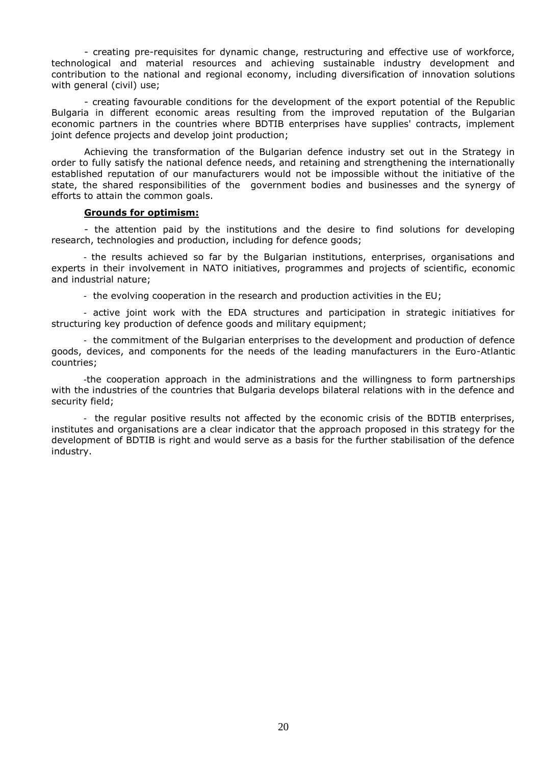- creating pre-requisites for dynamic change, restructuring and effective use of workforce, technological and material resources and achieving sustainable industry development and contribution to the national and regional economy, including diversification of innovation solutions with general (civil) use;

- creating favourable conditions for the development of the export potential of the Republic Bulgaria in different economic areas resulting from the improved reputation of the Bulgarian economic partners in the countries where BDTIB enterprises have supplies' contracts, implement joint defence projects and develop joint production;

Achieving the transformation of the Bulgarian defence industry set out in the Strategy in order to fully satisfy the national defence needs, and retaining and strengthening the internationally established reputation of our manufacturers would not be impossible without the initiative of the state, the shared responsibilities of the government bodies and businesses and the synergy of efforts to attain the common goals.

**Grounds for optimism:**

- the attention paid by the institutions and the desire to find solutions for developing research, technologies and production, including for defence goods;

- the results achieved so far by the Bulgarian institutions, enterprises, organisations and experts in their involvement in NATO initiatives, programmes and projects of scientific, economic and industrial nature;

- the evolving cooperation in the research and production activities in the EU;

- active joint work with the EDA structures and participation in strategic initiatives for structuring key production of defence goods and military equipment;

- the commitment of the Bulgarian enterprises to the development and production of defence goods, devices, and components for the needs of the leading manufacturers in the Euro-Atlantic countries;

-the cooperation approach in the administrations and the willingness to form partnerships with the industries of the countries that Bulgaria develops bilateral relations with in the defence and security field;

- the regular positive results not affected by the economic crisis of the BDTIB enterprises, institutes and organisations are a clear indicator that the approach proposed in this strategy for the development of BDTIB is right and would serve as a basis for the further stabilisation of the defence industry.